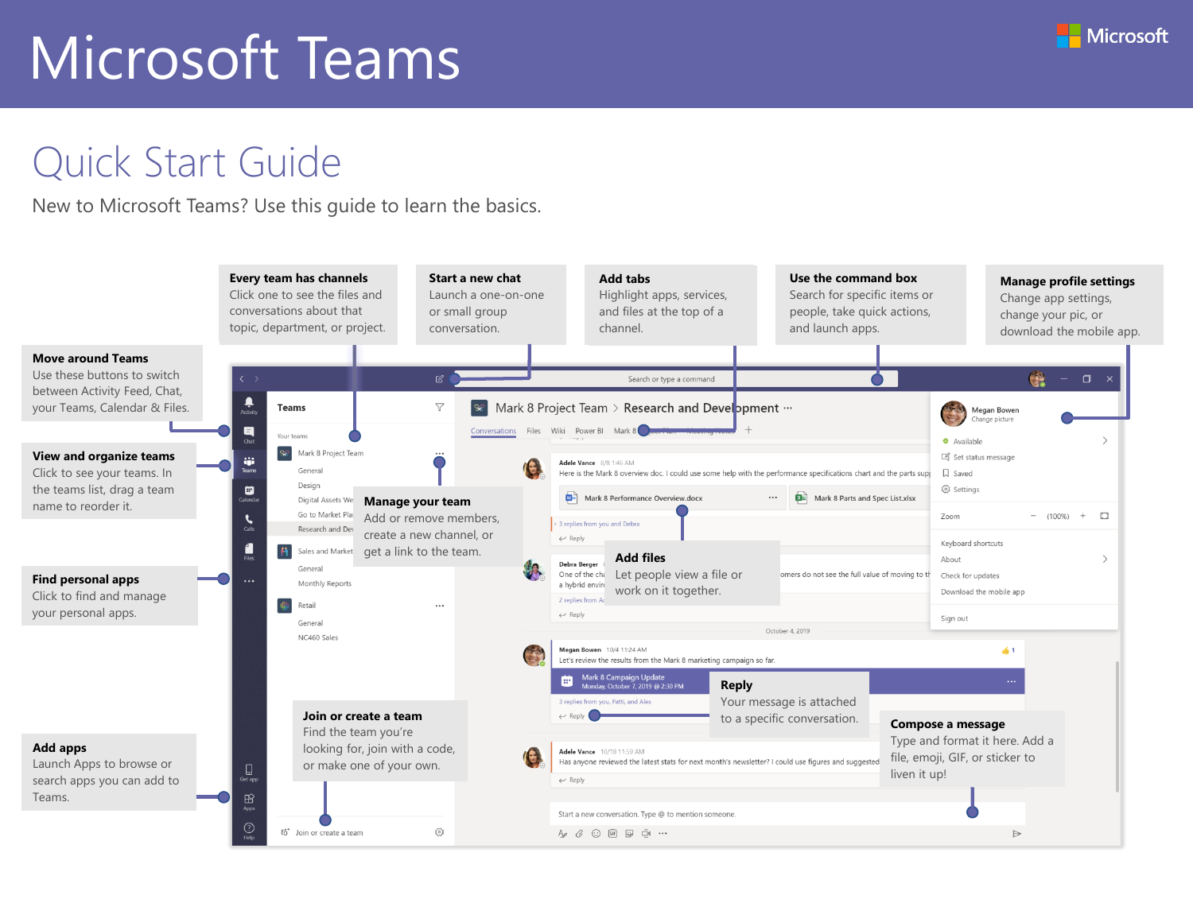# Microsoft Teams

Microsoft

## Quick Start Guide

New to Microsoft Teams? Use this guide to learn the basics.

**Every team has channels**
Click one to see the files and conversations about that topic, department, or project.

**Start a new chat**
Launch a one-on-one or small group conversation.

**Add tabs**
Highlight apps, services, and files at the top of a channel.

**Use the command box**
Search for specific items or people, take quick actions, and launch apps.

**Manage profile settings**
Change app settings, change your pic, or download the mobile app.

**Move around Teams**
Use these buttons to switch between Activity Feed, Chat, your Teams, Calendar & Files.

**View and organize teams**
Click to see your teams. In the teams list, drag a team name to reorder it.

**Find personal apps**
Click to find and manage your personal apps.

**Add apps**
Launch Apps to browse or search apps you can add to Teams.

**Manage your team**
Add or remove members, create a new channel, or get a link to the team.

**Add files**
Let people view a file or work on it together.

**Join or create a team**
Find the team you're looking for, join with a code, or make one of your own.

**Reply**
Your message is attached to a specific conversation.

**Compose a message**
Type and format it here. Add a file, emoji, GIF, or sticker to liven it up!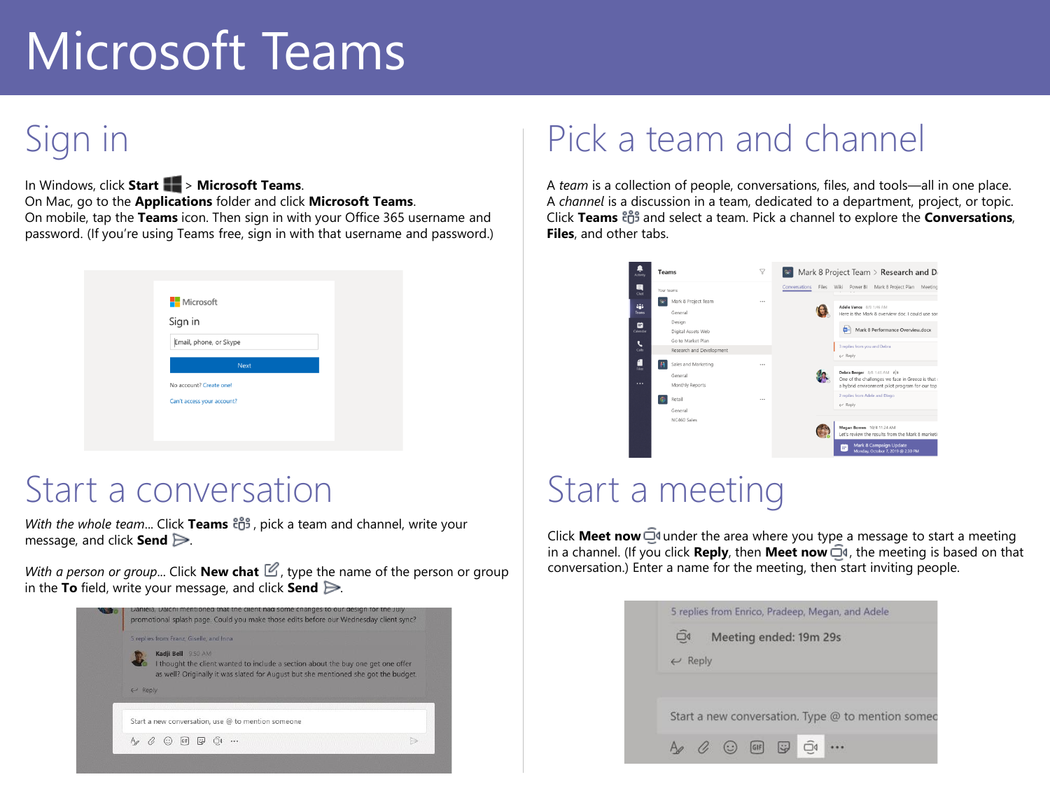# Microsoft Teams

## Sign in

In Windows, click **Start** > **Microsoft Teams**.
On Mac, go to the **Applications** folder and click **Microsoft Teams**.
On mobile, tap the **Teams** icon. Then sign in with your Office 365 username and password. (If you're using Teams free, sign in with that username and password.)

## Start a conversation

*With the whole team...* Click **Teams**, pick a team and channel, write your message, and click **Send**.

*With a person or group...* Click **New chat**, type the name of the person or group in the **To** field, write your message, and click **Send**.

## Pick a team and channel

A *team* is a collection of people, conversations, files, and tools—all in one place.
A *channel* is a discussion in a team, dedicated to a department, project, or topic.
Click **Teams** and select a team. Pick a channel to explore the **Conversations**, **Files**, and other tabs.

## Start a meeting

Click **Meet now** under the area where you type a message to start a meeting in a channel. (If you click **Reply**, then **Meet now**, the meeting is based on that conversation.) Enter a name for the meeting, then start inviting people.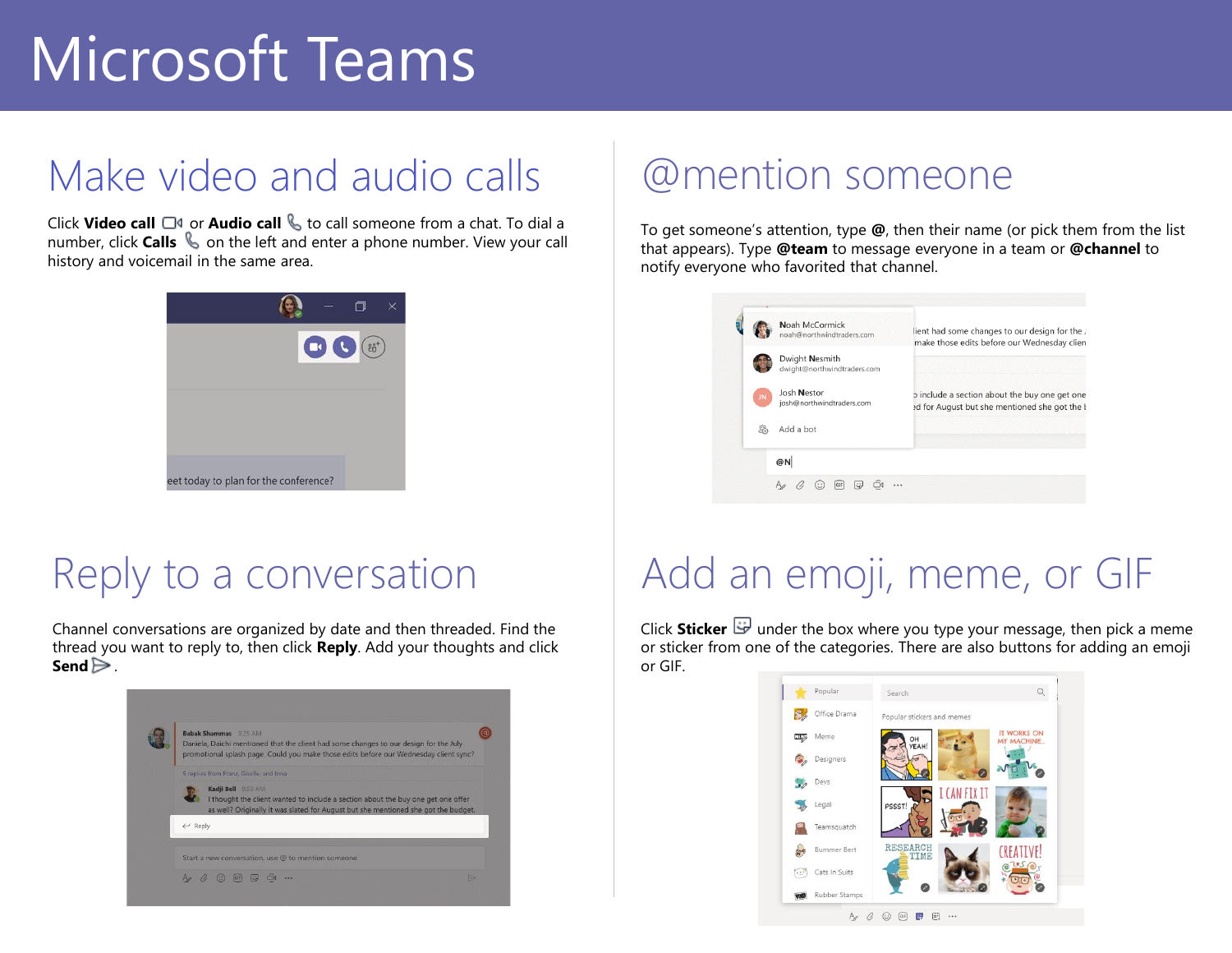# Microsoft Teams

## Make video and audio calls

Click **Video call** or **Audio call** to call someone from a chat. To dial a number, click **Calls** on the left and enter a phone number. View your call history and voicemail in the same area.

## @mention someone

To get someone's attention, type **@**, then their name (or pick them from the list that appears). Type **@team** to message everyone in a team or **@channel** to notify everyone who favorited that channel.

## Reply to a conversation

Channel conversations are organized by date and then threaded. Find the thread you want to reply to, then click **Reply**. Add your thoughts and click **Send** .

## Add an emoji, meme, or GIF

Click **Sticker** under the box where you type your message, then pick a meme or sticker from one of the categories. There are also buttons for adding an emoji or GIF.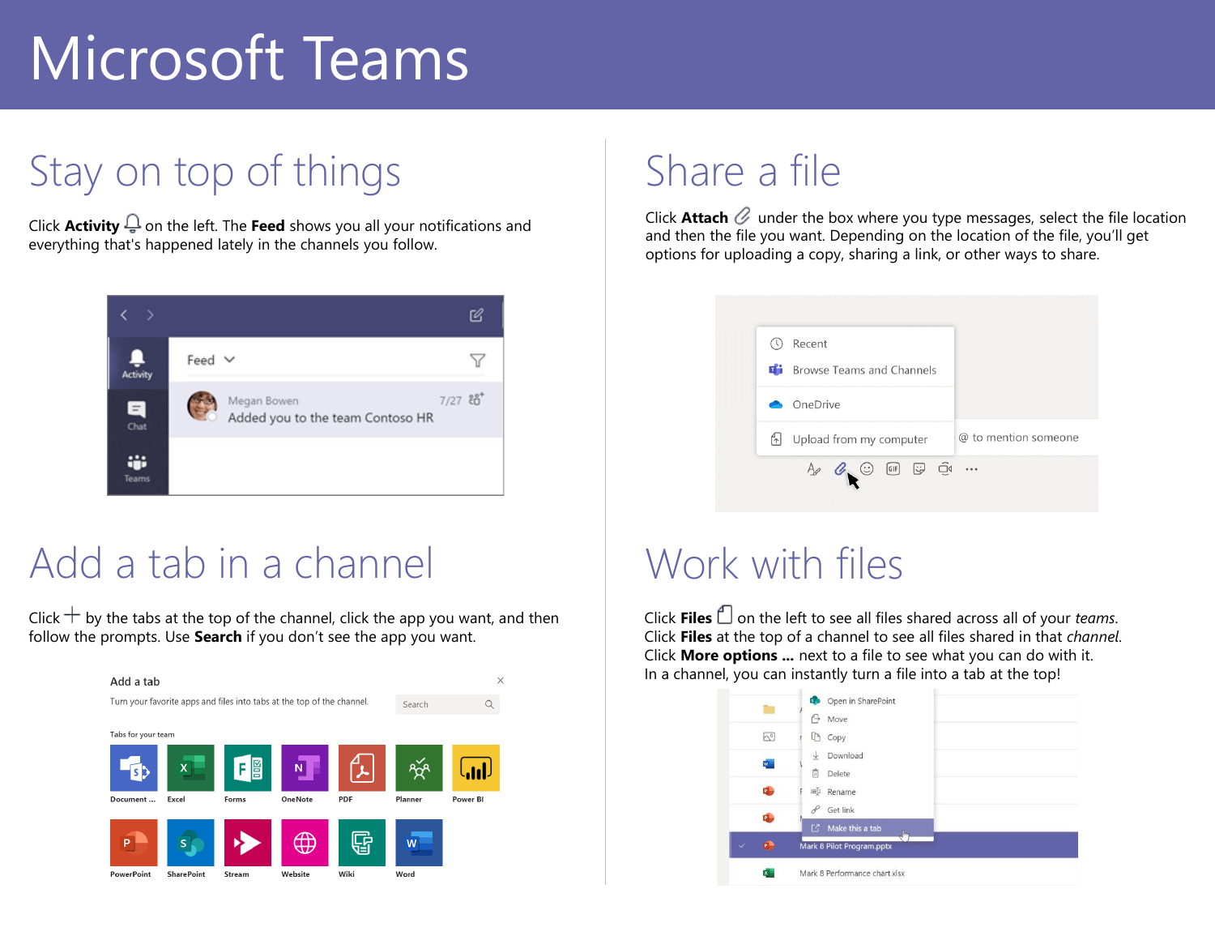# Microsoft Teams

## Stay on top of things

Click **Activity** on the left. The **Feed** shows you all your notifications and everything that's happened lately in the channels you follow.

## Share a file

Click **Attach** under the box where you type messages, select the file location and then the file you want. Depending on the location of the file, you'll get options for uploading a copy, sharing a link, or other ways to share.

## Add a tab in a channel

Click + by the tabs at the top of the channel, click the app you want, and then follow the prompts. Use **Search** if you don't see the app you want.

## Work with files

Click **Files** on the left to see all files shared across all of your *teams*.
Click **Files** at the top of a channel to see all files shared in that *channel*.
Click **More options ...** next to a file to see what you can do with it.
In a channel, you can instantly turn a file into a tab at the top!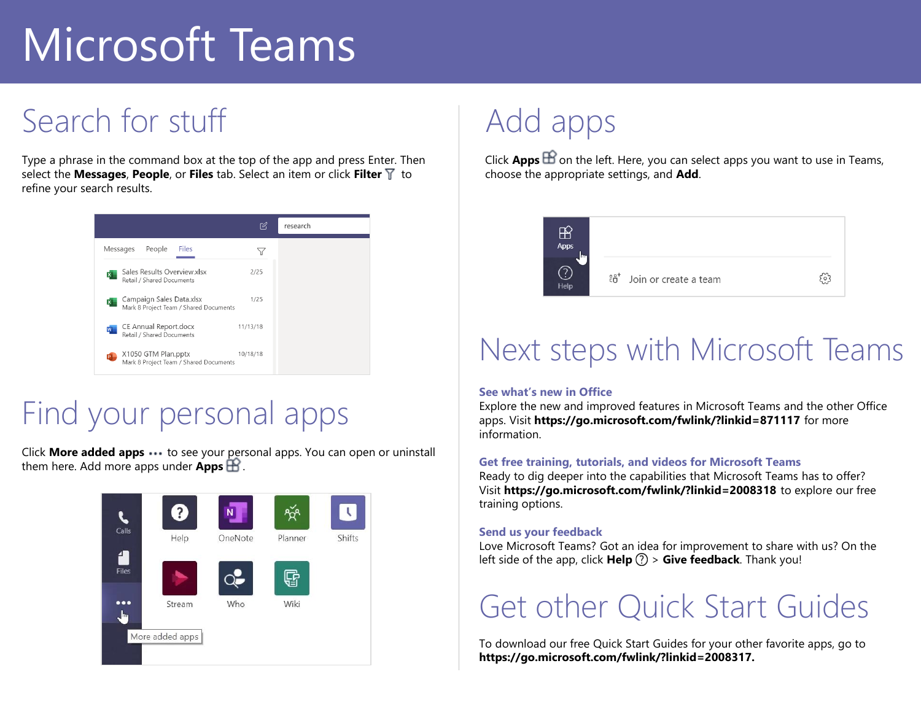# Microsoft Teams

## Search for stuff

Type a phrase in the command box at the top of the app and press Enter. Then select the **Messages**, **People**, or **Files** tab. Select an item or click **Filter** to refine your search results.

## Find your personal apps

Click **More added apps** ••• to see your personal apps. You can open or uninstall them here. Add more apps under **Apps**.

## Add apps

Click **Apps** on the left. Here, you can select apps you want to use in Teams, choose the appropriate settings, and **Add**.

## Next steps with Microsoft Teams

### See what's new in Office

Explore the new and improved features in Microsoft Teams and the other Office apps. Visit **https://go.microsoft.com/fwlink/?linkid=871117** for more information.

### Get free training, tutorials, and videos for Microsoft Teams

Ready to dig deeper into the capabilities that Microsoft Teams has to offer? Visit **https://go.microsoft.com/fwlink/?linkid=2008318** to explore our free training options.

### Send us your feedback

Love Microsoft Teams? Got an idea for improvement to share with us? On the left side of the app, click **Help** > **Give feedback**. Thank you!

## Get other Quick Start Guides

To download our free Quick Start Guides for your other favorite apps, go to **https://go.microsoft.com/fwlink/?linkid=2008317.**